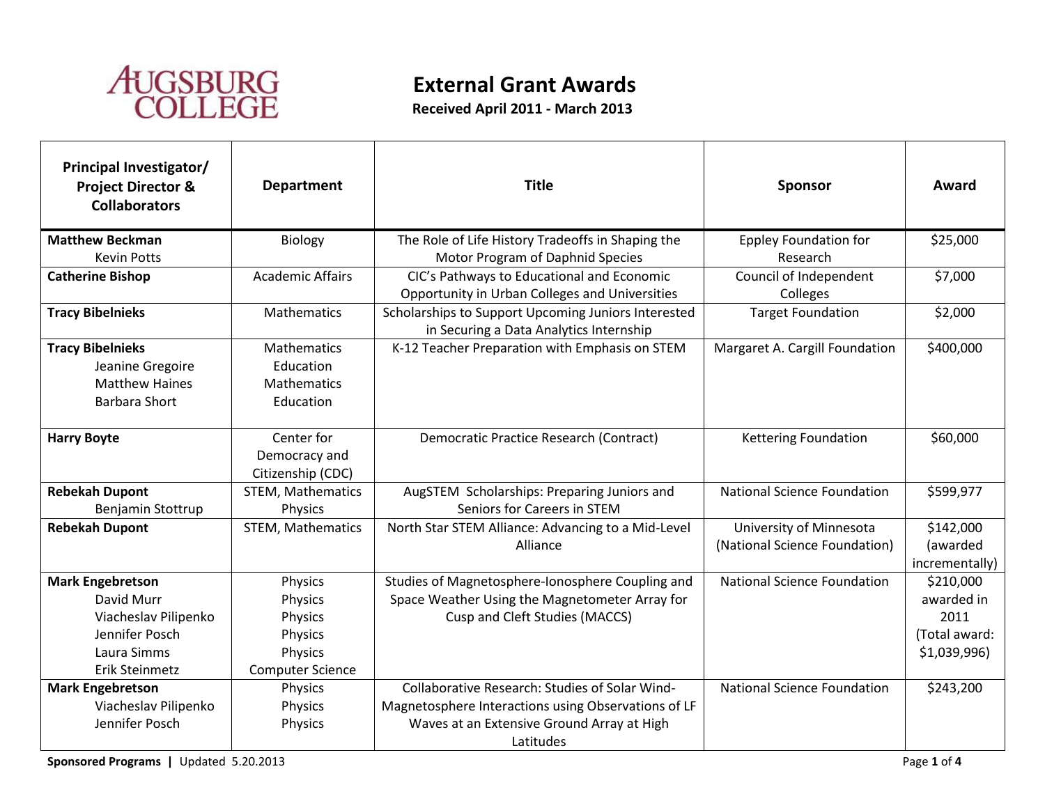AUGSBURG COLLEGE

# External Grant Awards

**Received April 2011 - March 2013**

| Principal Investigator/ Project Director & Collaborators | Department | Title | Sponsor | Award |
|---|---|---|---|---|
| **Matthew Beckman**<br>Kevin Potts | Biology | The Role of Life History Tradeoffs in Shaping the Motor Program of Daphnid Species | Eppley Foundation for Research | $25,000 |
| **Catherine Bishop** | Academic Affairs | CIC's Pathways to Educational and Economic Opportunity in Urban Colleges and Universities | Council of Independent Colleges | $7,000 |
| **Tracy Bibelnieks** | Mathematics | Scholarships to Support Upcoming Juniors Interested in Securing a Data Analytics Internship | Target Foundation | $2,000 |
| **Tracy Bibelnieks**<br>Jeanine Gregoire<br>Matthew Haines<br>Barbara Short | Mathematics<br>Education<br>Mathematics<br>Education | K-12 Teacher Preparation with Emphasis on STEM | Margaret A. Cargill Foundation | $400,000 |
| **Harry Boyte** | Center for Democracy and Citizenship (CDC) | Democratic Practice Research (Contract) | Kettering Foundation | $60,000 |
| **Rebekah Dupont**<br>Benjamin Stottrup | STEM, Mathematics<br>Physics | AugSTEM Scholarships: Preparing Juniors and Seniors for Careers in STEM | National Science Foundation | $599,977 |
| **Rebekah Dupont** | STEM, Mathematics | North Star STEM Alliance: Advancing to a Mid-Level Alliance | University of Minnesota (National Science Foundation) | $142,000 (awarded incrementally) |
| **Mark Engebretson**<br>David Murr<br>Viacheslav Pilipenko<br>Jennifer Posch<br>Laura Simms<br>Erik Steinmetz | Physics<br>Physics<br>Physics<br>Physics<br>Physics<br>Computer Science | Studies of Magnetosphere-Ionosphere Coupling and Space Weather Using the Magnetometer Array for Cusp and Cleft Studies (MACCS) | National Science Foundation | $210,000 awarded in 2011 (Total award: $1,039,996) |
| **Mark Engebretson**<br>Viacheslav Pilipenko<br>Jennifer Posch | Physics<br>Physics<br>Physics | Collaborative Research: Studies of Solar Wind-Magnetosphere Interactions using Observations of LF Waves at an Extensive Ground Array at High Latitudes | National Science Foundation | $243,200 |

**Sponsored Programs** | Updated 5.20.2013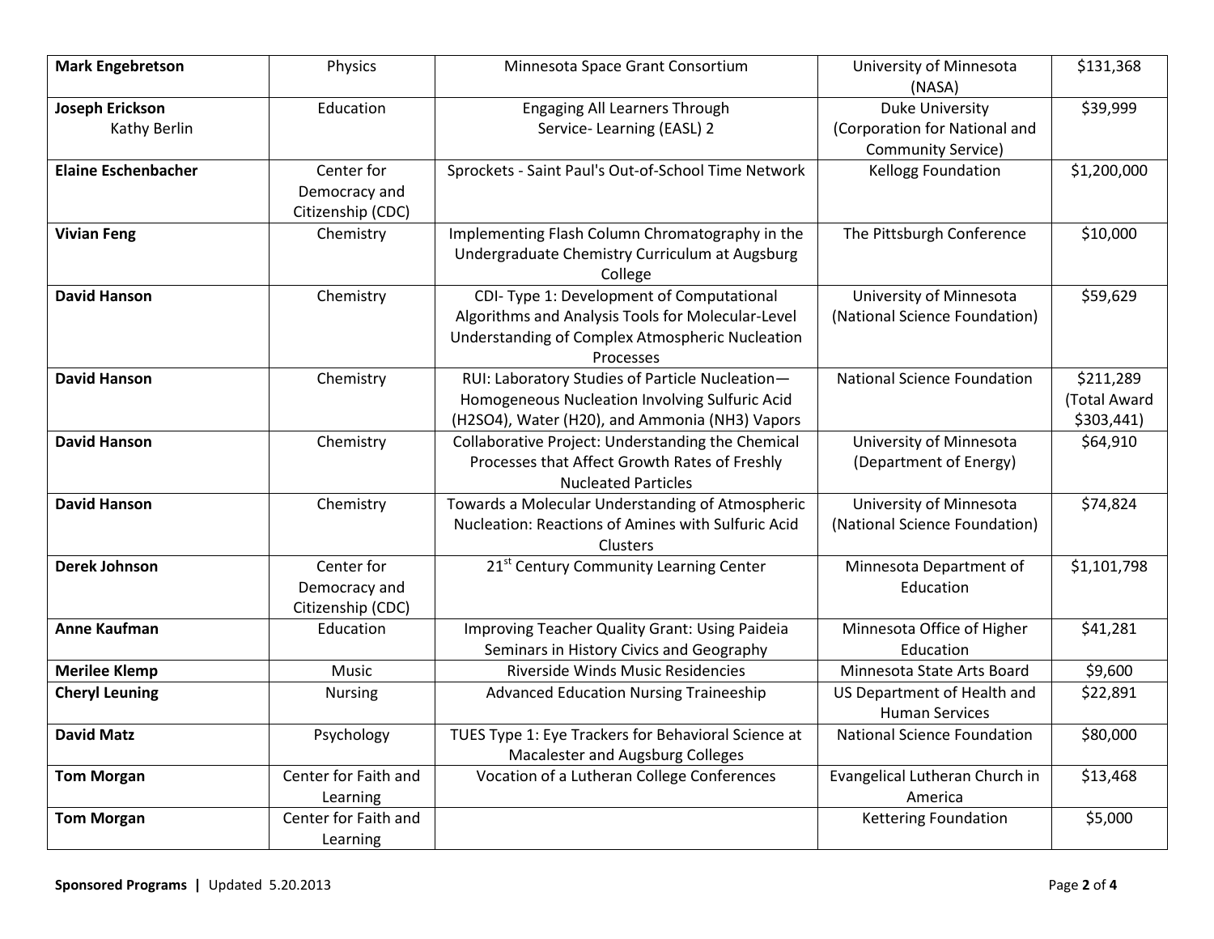| **Mark Engebretson** | Physics | Minnesota Space Grant Consortium | University of Minnesota (NASA) | $131,368 |
|---|---|---|---|---|
| **Joseph Erickson** Kathy Berlin | Education | Engaging All Learners Through Service- Learning (EASL) 2 | Duke University (Corporation for National and Community Service) | $39,999 |
| **Elaine Eschenbacher** | Center for Democracy and Citizenship (CDC) | Sprockets - Saint Paul's Out-of-School Time Network | Kellogg Foundation | $1,200,000 |
| **Vivian Feng** | Chemistry | Implementing Flash Column Chromatography in the Undergraduate Chemistry Curriculum at Augsburg College | The Pittsburgh Conference | $10,000 |
| **David Hanson** | Chemistry | CDI- Type 1: Development of Computational Algorithms and Analysis Tools for Molecular-Level Understanding of Complex Atmospheric Nucleation Processes | University of Minnesota (National Science Foundation) | $59,629 |
| **David Hanson** | Chemistry | RUI: Laboratory Studies of Particle Nucleation—Homogeneous Nucleation Involving Sulfuric Acid ($H_2SO_4$), Water (H20), and Ammonia ($NH_3$) Vapors | National Science Foundation | $211,289 (Total Award $303,441) |
| **David Hanson** | Chemistry | Collaborative Project: Understanding the Chemical Processes that Affect Growth Rates of Freshly Nucleated Particles | University of Minnesota (Department of Energy) | $64,910 |
| **David Hanson** | Chemistry | Towards a Molecular Understanding of Atmospheric Nucleation: Reactions of Amines with Sulfuric Acid Clusters | University of Minnesota (National Science Foundation) | $74,824 |
| **Derek Johnson** | Center for Democracy and Citizenship (CDC) | 21st Century Community Learning Center | Minnesota Department of Education | $1,101,798 |
| **Anne Kaufman** | Education | Improving Teacher Quality Grant: Using Paideia Seminars in History Civics and Geography | Minnesota Office of Higher Education | $41,281 |
| **Merilee Klemp** | Music | Riverside Winds Music Residencies | Minnesota State Arts Board | $9,600 |
| **Cheryl Leuning** | Nursing | Advanced Education Nursing Traineeship | US Department of Health and Human Services | $22,891 |
| **David Matz** | Psychology | TUES Type 1: Eye Trackers for Behavioral Science at Macalester and Augsburg Colleges | National Science Foundation | $80,000 |
| **Tom Morgan** | Center for Faith and Learning | Vocation of a Lutheran College Conferences | Evangelical Lutheran Church in America | $13,468 |
| **Tom Morgan** | Center for Faith and Learning | | Kettering Foundation | $5,000 |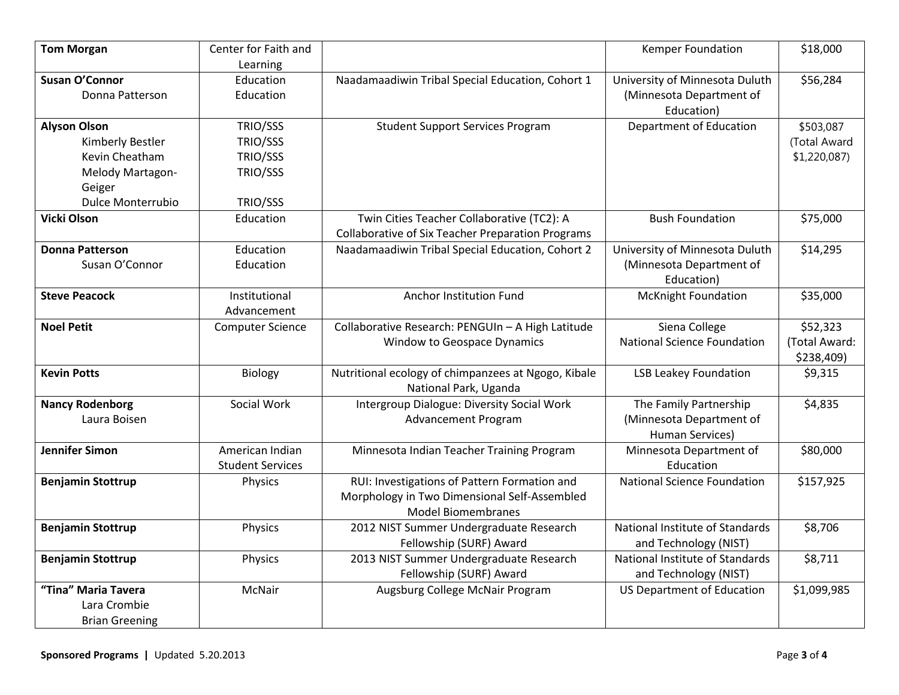| | | | | |
|---|---|---|---|---|
| **Tom Morgan** | Center for Faith and Learning | | Kemper Foundation | $18,000 |
| **Susan O'Connor**<br>Donna Patterson | Education<br>Education | Naadamaadiwin Tribal Special Education, Cohort 1 | University of Minnesota Duluth (Minnesota Department of Education) | $56,284 |
| **Alyson Olson**<br>Kimberly Bestler<br>Kevin Cheatham<br>Melody Martagon-Geiger<br>Dulce Monterrubio | TRIO/SSS<br>TRIO/SSS<br>TRIO/SSS<br>TRIO/SSS<br>TRIO/SSS | Student Support Services Program | Department of Education | $503,087 (Total Award $1,220,087) |
| **Vicki Olson** | Education | Twin Cities Teacher Collaborative (TC2): A Collaborative of Six Teacher Preparation Programs | Bush Foundation | $75,000 |
| **Donna Patterson**<br>Susan O'Connor | Education<br>Education | Naadamaadiwin Tribal Special Education, Cohort 2 | University of Minnesota Duluth (Minnesota Department of Education) | $14,295 |
| **Steve Peacock** | Institutional Advancement | Anchor Institution Fund | McKnight Foundation | $35,000 |
| **Noel Petit** | Computer Science | Collaborative Research: PENGUIn – A High Latitude Window to Geospace Dynamics | Siena College<br>National Science Foundation | $52,323 (Total Award: $238,409) |
| **Kevin Potts** | Biology | Nutritional ecology of chimpanzees at Ngogo, Kibale National Park, Uganda | LSB Leakey Foundation | $9,315 |
| **Nancy Rodenborg**<br>Laura Boisen | Social Work | Intergroup Dialogue: Diversity Social Work Advancement Program | The Family Partnership (Minnesota Department of Human Services) | $4,835 |
| **Jennifer Simon** | American Indian Student Services | Minnesota Indian Teacher Training Program | Minnesota Department of Education | $80,000 |
| **Benjamin Stottrup** | Physics | RUI: Investigations of Pattern Formation and Morphology in Two Dimensional Self-Assembled Model Biomembranes | National Science Foundation | $157,925 |
| **Benjamin Stottrup** | Physics | 2012 NIST Summer Undergraduate Research Fellowship (SURF) Award | National Institute of Standards and Technology (NIST) | $8,706 |
| **Benjamin Stottrup** | Physics | 2013 NIST Summer Undergraduate Research Fellowship (SURF) Award | National Institute of Standards and Technology (NIST) | $8,711 |
| **"Tina" Maria Tavera**<br>Lara Crombie<br>Brian Greening | McNair | Augsburg College McNair Program | US Department of Education | $1,099,985 |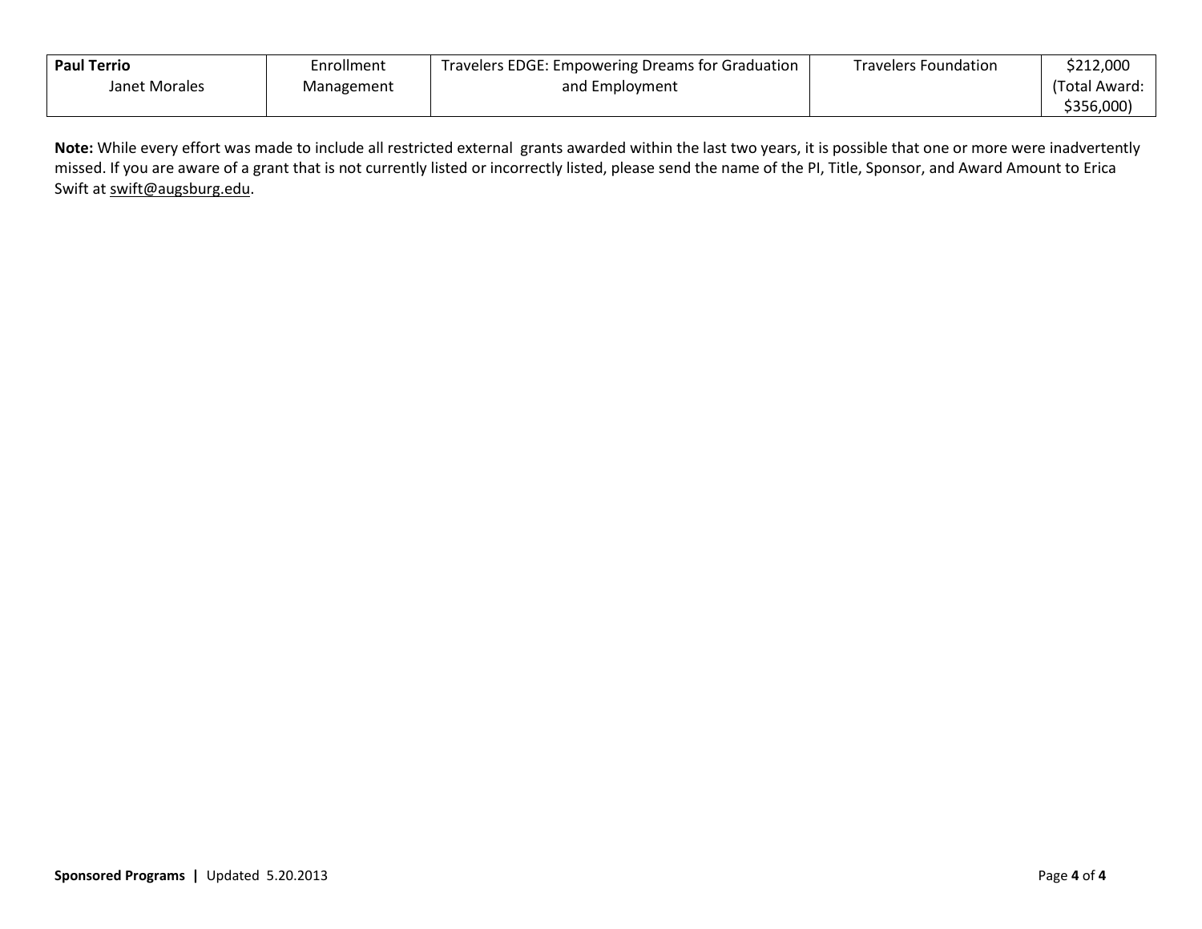| | | | | |
|---|---|---|---|---|
| **Paul Terrio** Janet Morales | Enrollment Management | Travelers EDGE: Empowering Dreams for Graduation and Employment | Travelers Foundation | $212,000 (Total Award: $356,000) |

**Note:** While every effort was made to include all restricted external grants awarded within the last two years, it is possible that one or more were inadvertently missed. If you are aware of a grant that is not currently listed or incorrectly listed, please send the name of the PI, Title, Sponsor, and Award Amount to Erica Swift at swift@augsburg.edu.